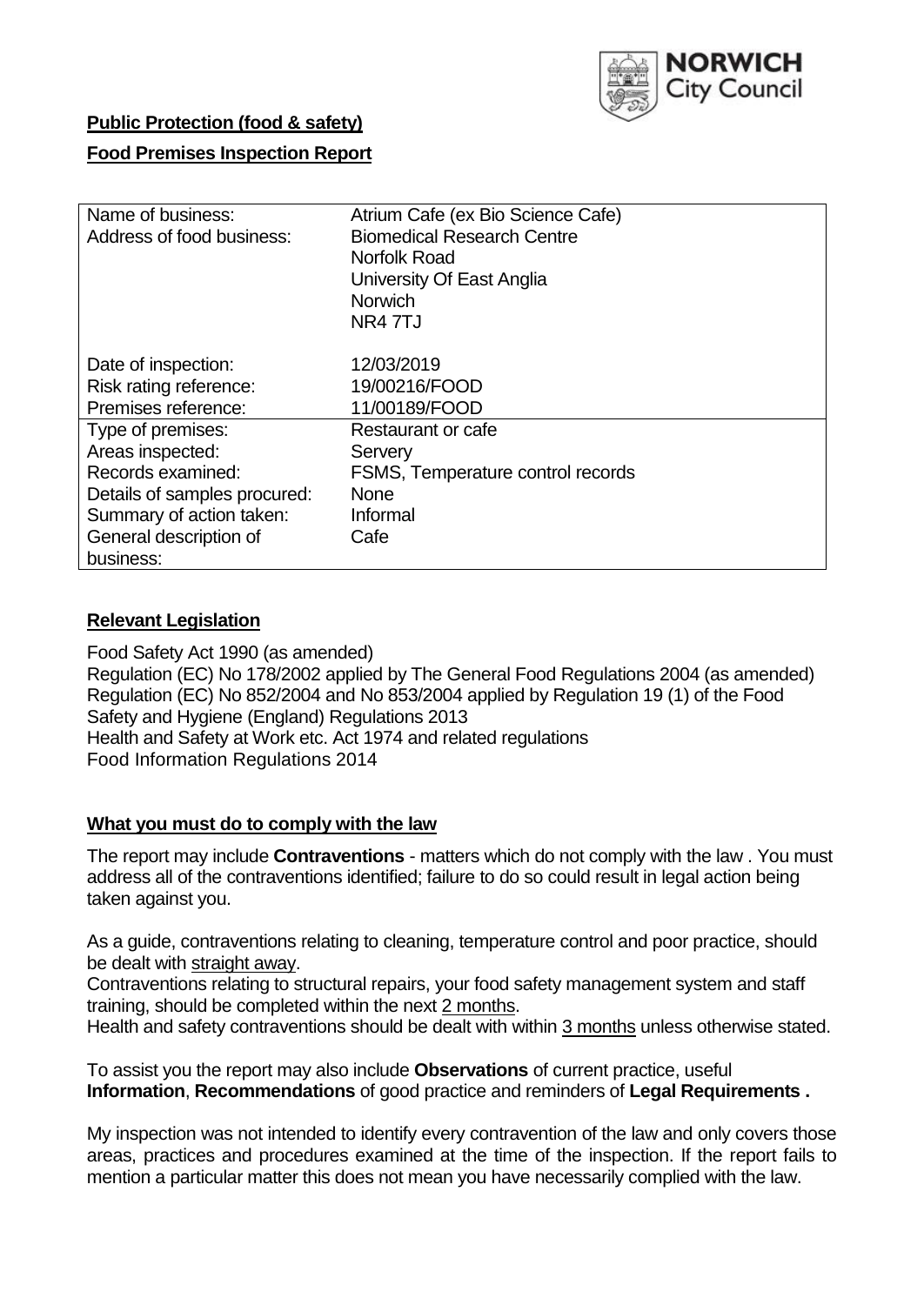**Public Protection (food & safety)**

**Food Premises Inspection Report**

| | |
|---|---|
| Name of business: | Atrium Cafe (ex Bio Science Cafe) |
| Address of food business: | Biomedical Research Centre<br>Norfolk Road<br>University Of East Anglia<br>Norwich<br>NR4 7TJ |
| Date of inspection: | 12/03/2019 |
| Risk rating reference: | 19/00216/FOOD |
| Premises reference: | 11/00189/FOOD |
| Type of premises: | Restaurant or cafe |
| Areas inspected: | Servery |
| Records examined: | FSMS, Temperature control records |
| Details of samples procured: | None |
| Summary of action taken: | Informal |
| General description of business: | Cafe |

## Relevant Legislation

Food Safety Act 1990 (as amended)
Regulation (EC) No 178/2002 applied by The General Food Regulations 2004 (as amended)
Regulation (EC) No 852/2004 and No 853/2004 applied by Regulation 19 (1) of the Food Safety and Hygiene (England) Regulations 2013
Health and Safety at Work etc. Act 1974 and related regulations
Food Information Regulations 2014

## What you must do to comply with the law

The report may include **Contraventions** - matters which do not comply with the law . You must address all of the contraventions identified; failure to do so could result in legal action being taken against you.

As a guide, contraventions relating to cleaning, temperature control and poor practice, should be dealt with straight away.
Contraventions relating to structural repairs, your food safety management system and staff training, should be completed within the next 2 months.
Health and safety contraventions should be dealt with within 3 months unless otherwise stated.

To assist you the report may also include **Observations** of current practice, useful **Information**, **Recommendations** of good practice and reminders of **Legal Requirements .**

My inspection was not intended to identify every contravention of the law and only covers those areas, practices and procedures examined at the time of the inspection. If the report fails to mention a particular matter this does not mean you have necessarily complied with the law.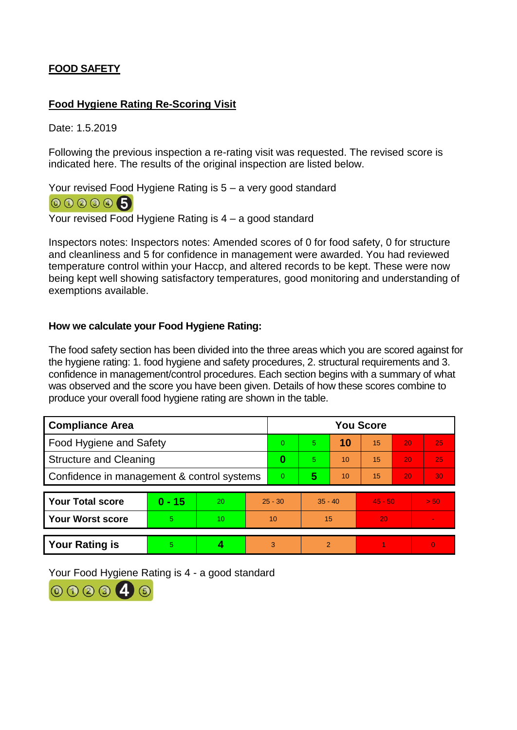## FOOD SAFETY

### Food Hygiene Rating Re-Scoring Visit

Date: 1.5.2019

Following the previous inspection a re-rating visit was requested. The revised score is indicated here. The results of the original inspection are listed below.

Your revised Food Hygiene Rating is 5 – a very good standard

0 1 2 3 4 **5**

Your revised Food Hygiene Rating is 4 – a good standard

Inspectors notes: Inspectors notes: Amended scores of 0 for food safety, 0 for structure and cleanliness and 5 for confidence in management were awarded. You had reviewed temperature control within your Haccp, and altered records to be kept. These were now being kept well showing satisfactory temperatures, good monitoring and understanding of exemptions available.

**How we calculate your Food Hygiene Rating:**

The food safety section has been divided into the three areas which you are scored against for the hygiene rating: 1. food hygiene and safety procedures, 2. structural requirements and 3. confidence in management/control procedures. Each section begins with a summary of what was observed and the score you have been given. Details of how these scores combine to produce your overall food hygiene rating are shown in the table.

| Compliance Area | You Score | | | | | |
|---|---|---|---|---|---|---|
| Food Hygiene and Safety | 0 | 5 | **10** | 15 | 20 | 25 |
| Structure and Cleaning | **0** | 5 | 10 | 15 | 20 | 25 |
| Confidence in management & control systems | 0 | **5** | 10 | 15 | 20 | 30 |

| | | | | | | |
|---|---|---|---|---|---|---|
| **Your Total score** | **0 - 15** | 20 | 25 - 30 | 35 - 40 | 45 - 50 | > 50 |
| **Your Worst score** | 5 | 10 | 10 | 15 | 20 | - |

| | | | | | | |
|---|---|---|---|---|---|---|
| **Your Rating is** | 5 | **4** | 3 | 2 | 1 | 0 |

Your Food Hygiene Rating is 4 - a good standard

0 1 2 3 **4** 5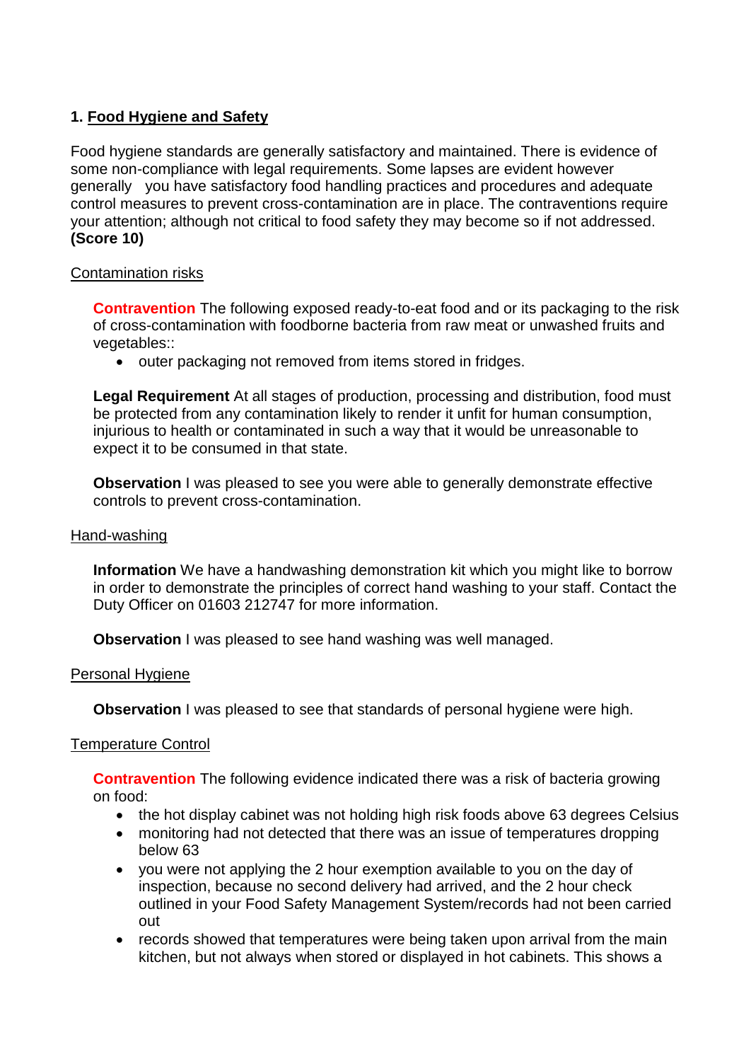## 1. Food Hygiene and Safety

Food hygiene standards are generally satisfactory and maintained. There is evidence of some non-compliance with legal requirements. Some lapses are evident however generally you have satisfactory food handling practices and procedures and adequate control measures to prevent cross-contamination are in place. The contraventions require your attention; although not critical to food safety they may become so if not addressed. **(Score 10)**

### Contamination risks

**Contravention** The following exposed ready-to-eat food and or its packaging to the risk of cross-contamination with foodborne bacteria from raw meat or unwashed fruits and vegetables::

- outer packaging not removed from items stored in fridges.

**Legal Requirement** At all stages of production, processing and distribution, food must be protected from any contamination likely to render it unfit for human consumption, injurious to health or contaminated in such a way that it would be unreasonable to expect it to be consumed in that state.

**Observation** I was pleased to see you were able to generally demonstrate effective controls to prevent cross-contamination.

### Hand-washing

**Information** We have a handwashing demonstration kit which you might like to borrow in order to demonstrate the principles of correct hand washing to your staff. Contact the Duty Officer on 01603 212747 for more information.

**Observation** I was pleased to see hand washing was well managed.

### Personal Hygiene

**Observation** I was pleased to see that standards of personal hygiene were high.

### Temperature Control

**Contravention** The following evidence indicated there was a risk of bacteria growing on food:

- the hot display cabinet was not holding high risk foods above 63 degrees Celsius
- monitoring had not detected that there was an issue of temperatures dropping below 63
- you were not applying the 2 hour exemption available to you on the day of inspection, because no second delivery had arrived, and the 2 hour check outlined in your Food Safety Management System/records had not been carried out
- records showed that temperatures were being taken upon arrival from the main kitchen, but not always when stored or displayed in hot cabinets. This shows a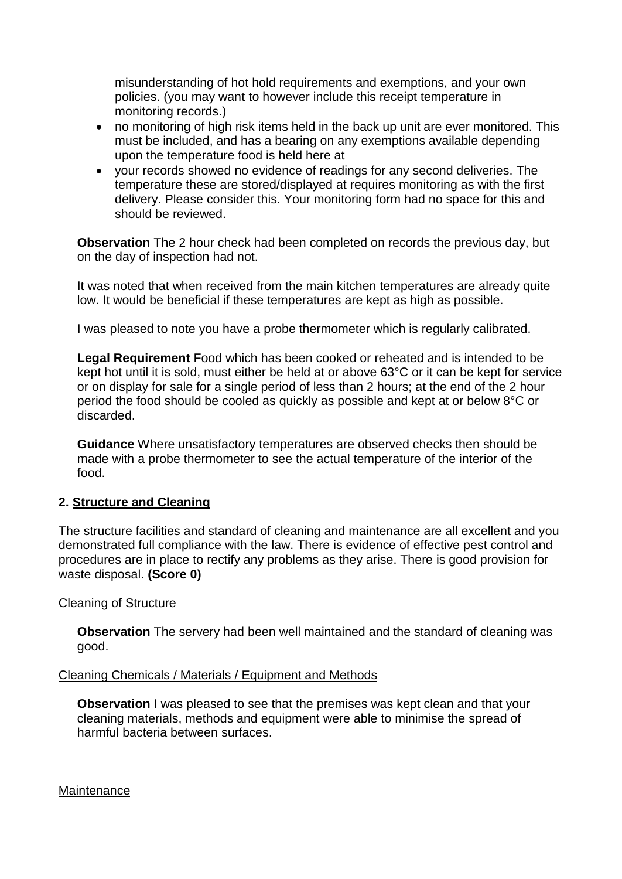misunderstanding of hot hold requirements and exemptions, and your own policies. (you may want to however include this receipt temperature in monitoring records.)

- no monitoring of high risk items held in the back up unit are ever monitored. This must be included, and has a bearing on any exemptions available depending upon the temperature food is held here at
- your records showed no evidence of readings for any second deliveries. The temperature these are stored/displayed at requires monitoring as with the first delivery. Please consider this. Your monitoring form had no space for this and should be reviewed.

**Observation** The 2 hour check had been completed on records the previous day, but on the day of inspection had not.

It was noted that when received from the main kitchen temperatures are already quite low. It would be beneficial if these temperatures are kept as high as possible.

I was pleased to note you have a probe thermometer which is regularly calibrated.

**Legal Requirement** Food which has been cooked or reheated and is intended to be kept hot until it is sold, must either be held at or above 63°C or it can be kept for service or on display for sale for a single period of less than 2 hours; at the end of the 2 hour period the food should be cooled as quickly as possible and kept at or below 8°C or discarded.

**Guidance** Where unsatisfactory temperatures are observed checks then should be made with a probe thermometer to see the actual temperature of the interior of the food.

## 2. Structure and Cleaning

The structure facilities and standard of cleaning and maintenance are all excellent and you demonstrated full compliance with the law. There is evidence of effective pest control and procedures are in place to rectify any problems as they arise. There is good provision for waste disposal. **(Score 0)**

### Cleaning of Structure

**Observation** The servery had been well maintained and the standard of cleaning was good.

### Cleaning Chemicals / Materials / Equipment and Methods

**Observation** I was pleased to see that the premises was kept clean and that your cleaning materials, methods and equipment were able to minimise the spread of harmful bacteria between surfaces.

### Maintenance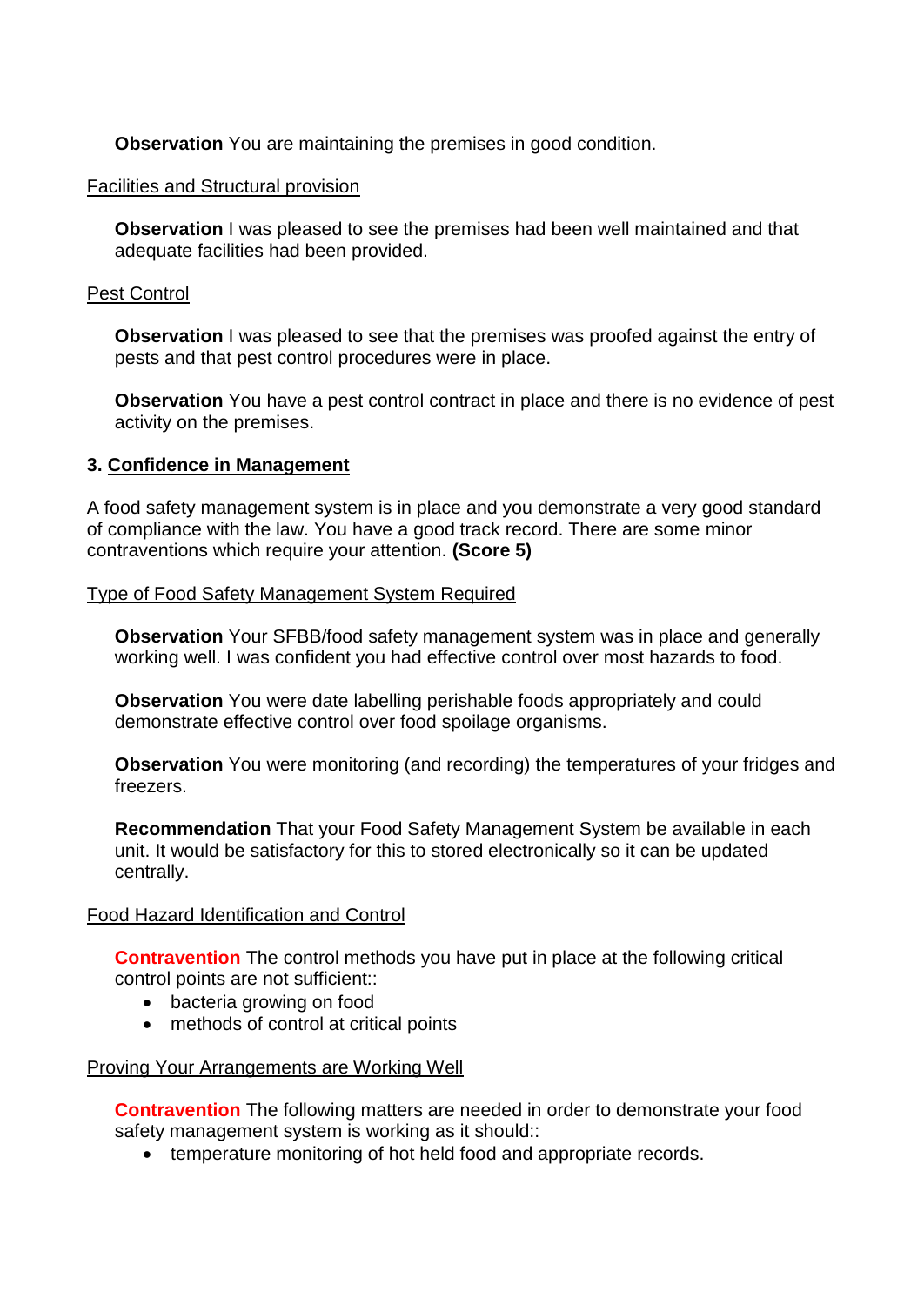**Observation** You are maintaining the premises in good condition.

Facilities and Structural provision

**Observation** I was pleased to see the premises had been well maintained and that adequate facilities had been provided.

Pest Control

**Observation** I was pleased to see that the premises was proofed against the entry of pests and that pest control procedures were in place.

**Observation** You have a pest control contract in place and there is no evidence of pest activity on the premises.

## 3. Confidence in Management

A food safety management system is in place and you demonstrate a very good standard of compliance with the law. You have a good track record. There are some minor contraventions which require your attention. **(Score 5)**

Type of Food Safety Management System Required

**Observation** Your SFBB/food safety management system was in place and generally working well. I was confident you had effective control over most hazards to food.

**Observation** You were date labelling perishable foods appropriately and could demonstrate effective control over food spoilage organisms.

**Observation** You were monitoring (and recording) the temperatures of your fridges and freezers.

**Recommendation** That your Food Safety Management System be available in each unit. It would be satisfactory for this to stored electronically so it can be updated centrally.

Food Hazard Identification and Control

**Contravention** The control methods you have put in place at the following critical control points are not sufficient::

- bacteria growing on food
- methods of control at critical points

Proving Your Arrangements are Working Well

**Contravention** The following matters are needed in order to demonstrate your food safety management system is working as it should::

- temperature monitoring of hot held food and appropriate records.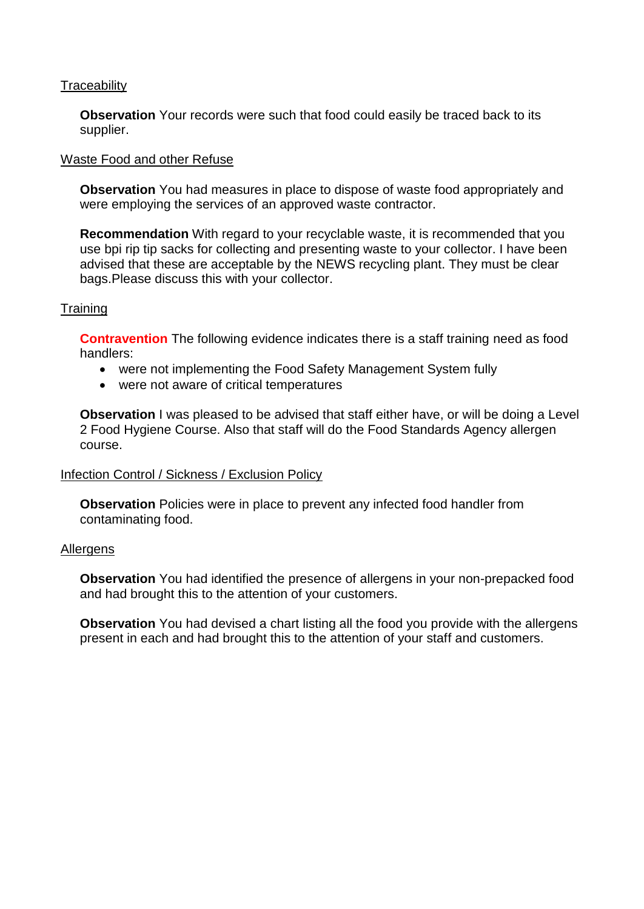Traceability

**Observation** Your records were such that food could easily be traced back to its supplier.

Waste Food and other Refuse

**Observation** You had measures in place to dispose of waste food appropriately and were employing the services of an approved waste contractor.

**Recommendation** With regard to your recyclable waste, it is recommended that you use bpi rip tip sacks for collecting and presenting waste to your collector. I have been advised that these are acceptable by the NEWS recycling plant. They must be clear bags.Please discuss this with your collector.

Training

**Contravention** The following evidence indicates there is a staff training need as food handlers:

- were not implementing the Food Safety Management System fully
- were not aware of critical temperatures

**Observation** I was pleased to be advised that staff either have, or will be doing a Level 2 Food Hygiene Course. Also that staff will do the Food Standards Agency allergen course.

Infection Control / Sickness / Exclusion Policy

**Observation** Policies were in place to prevent any infected food handler from contaminating food.

Allergens

**Observation** You had identified the presence of allergens in your non-prepacked food and had brought this to the attention of your customers.

**Observation** You had devised a chart listing all the food you provide with the allergens present in each and had brought this to the attention of your staff and customers.